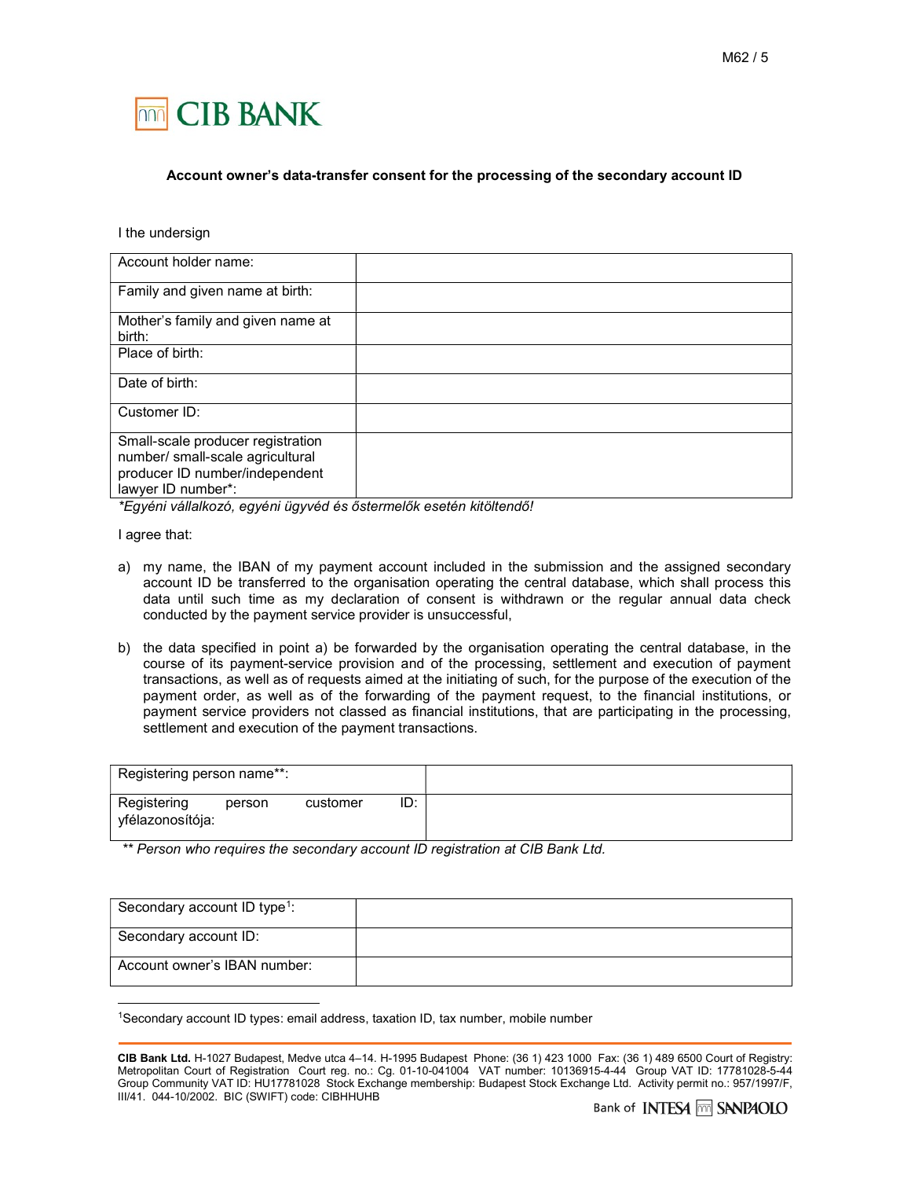CIB BANK

**Account owner's data-transfer consent for the processing of the secondary account ID**

I the undersign

| Account holder name: | |
|---|---|
| Family and given name at birth: | |
| Mother's family and given name at birth: | |
| Place of birth: | |
| Date of birth: | |
| Customer ID: | |
| Small-scale producer registration number/ small-scale agricultural producer ID number/independent lawyer ID number*: | |

*\*Egyéni vállalkozó, egyéni ügyvéd és őstermelők esetén kitöltendő!*

I agree that:

a) my name, the IBAN of my payment account included in the submission and the assigned secondary account ID be transferred to the organisation operating the central database, which shall process this data until such time as my declaration of consent is withdrawn or the regular annual data check conducted by the payment service provider is unsuccessful,

b) the data specified in point a) be forwarded by the organisation operating the central database, in the course of its payment-service provision and of the processing, settlement and execution of payment transactions, as well as of requests aimed at the initiating of such, for the purpose of the execution of the payment order, as well as of the forwarding of the payment request, to the financial institutions, or payment service providers not classed as financial institutions, that are participating in the processing, settlement and execution of the payment transactions.

| Registering person name**: | |
|---|---|
| Registering person customer ID: yfélazonosítója: | |

*\*\* Person who requires the secondary account ID registration at CIB Bank Ltd.*

| Secondary account ID type[1]: | |
|---|---|
| Secondary account ID: | |
| Account owner's IBAN number: | |

[1]Secondary account ID types: email address, taxation ID, tax number, mobile number

**CIB Bank Ltd.** H-1027 Budapest, Medve utca 4–14. H-1995 Budapest Phone: (36 1) 423 1000 Fax: (36 1) 489 6500 Court of Registry: Metropolitan Court of Registration Court reg. no.: Cg. 01-10-041004 VAT number: 10136915-4-44 Group VAT ID: 17781028-5-44 Group Community VAT ID: HU17781028 Stock Exchange membership: Budapest Stock Exchange Ltd. Activity permit no.: 957/1997/F, III/41. 044-10/2002. BIC (SWIFT) code: CIBHHUHB

Bank of INTESA SANPAOLO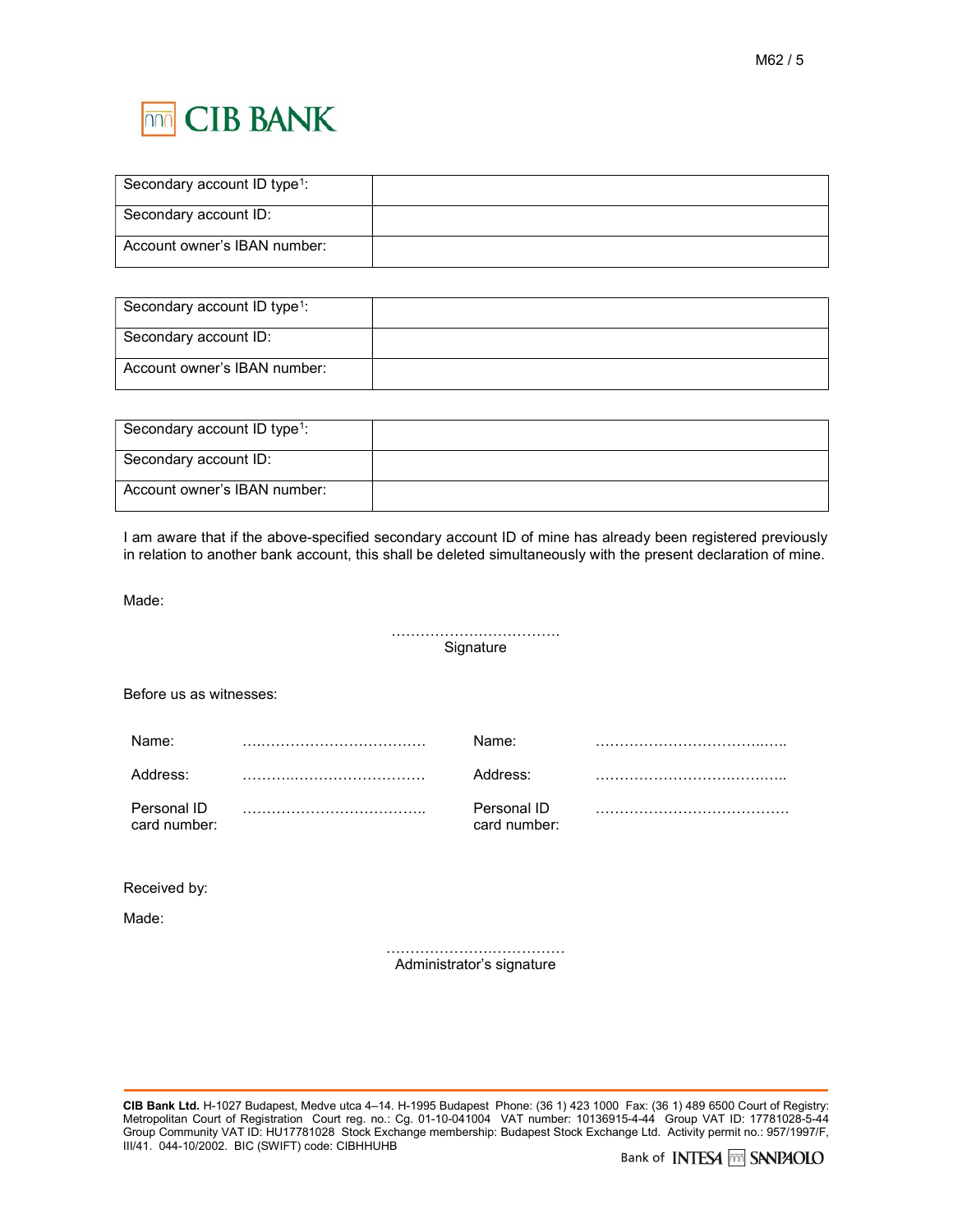CIB BANK

| | |
|---|---|
| Secondary account ID type[1]: | |
| Secondary account ID: | |
| Account owner's IBAN number: | |

| | |
|---|---|
| Secondary account ID type[1]: | |
| Secondary account ID: | |
| Account owner's IBAN number: | |

| | |
|---|---|
| Secondary account ID type[1]: | |
| Secondary account ID: | |
| Account owner's IBAN number: | |

I am aware that if the above-specified secondary account ID of mine has already been registered previously in relation to another bank account, this shall be deleted simultaneously with the present declaration of mine.

Made:

…………………………….
Signature

Before us as witnesses:

| | | | |
|---|---|---|---|
| Name: | ………………………………. | Name: | ………………………………. |
| Address: | ………………………………. | Address: | ………………………………. |
| Personal ID card number: | ………………………………. | Personal ID card number: | ………………………………. |

Received by:

Made:

……………………………….
Administrator's signature

**CIB Bank Ltd.** H-1027 Budapest, Medve utca 4–14. H-1995 Budapest Phone: (36 1) 423 1000 Fax: (36 1) 489 6500 Court of Registry: Metropolitan Court of Registration Court reg. no.: Cg. 01-10-041004 VAT number: 10136915-4-44 Group VAT ID: 17781028-5-44 Group Community VAT ID: HU17781028 Stock Exchange membership: Budapest Stock Exchange Ltd. Activity permit no.: 957/1997/F, III/41. 044-10/2002. BIC (SWIFT) code: CIBHHUHB

Bank of INTESA SANPAOLO